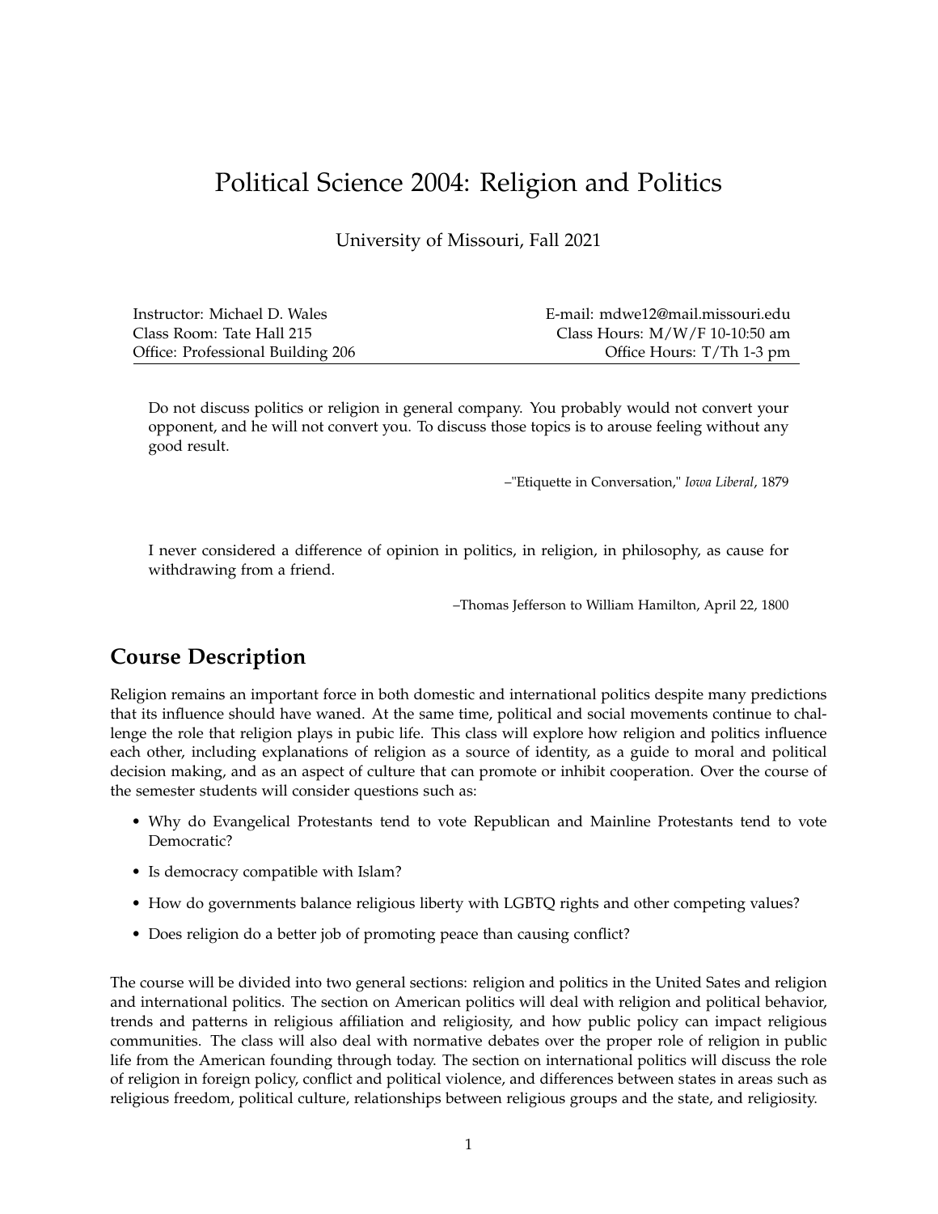# Political Science 2004: Religion and Politics

University of Missouri, Fall 2021

| | |
|---|---|
| Instructor: Michael D. Wales | E-mail: mdwe12@mail.missouri.edu |
| Class Room: Tate Hall 215 | Class Hours: M/W/F 10-10:50 am |
| Office: Professional Building 206 | Office Hours: T/Th 1-3 pm |

> Do not discuss politics or religion in general company. You probably would not convert your opponent, and he will not convert you. To discuss those topics is to arouse feeling without any good result.
>
> –"Etiquette in Conversation," *Iowa Liberal*, 1879

> I never considered a difference of opinion in politics, in religion, in philosophy, as cause for withdrawing from a friend.
>
> –Thomas Jefferson to William Hamilton, April 22, 1800

## Course Description

Religion remains an important force in both domestic and international politics despite many predictions that its influence should have waned. At the same time, political and social movements continue to challenge the role that religion plays in pubic life. This class will explore how religion and politics influence each other, including explanations of religion as a source of identity, as a guide to moral and political decision making, and as an aspect of culture that can promote or inhibit cooperation. Over the course of the semester students will consider questions such as:

- Why do Evangelical Protestants tend to vote Republican and Mainline Protestants tend to vote Democratic?
- Is democracy compatible with Islam?
- How do governments balance religious liberty with LGBTQ rights and other competing values?
- Does religion do a better job of promoting peace than causing conflict?

The course will be divided into two general sections: religion and politics in the United Sates and religion and international politics. The section on American politics will deal with religion and political behavior, trends and patterns in religious affiliation and religiosity, and how public policy can impact religious communities. The class will also deal with normative debates over the proper role of religion in public life from the American founding through today. The section on international politics will discuss the role of religion in foreign policy, conflict and political violence, and differences between states in areas such as religious freedom, political culture, relationships between religious groups and the state, and religiosity.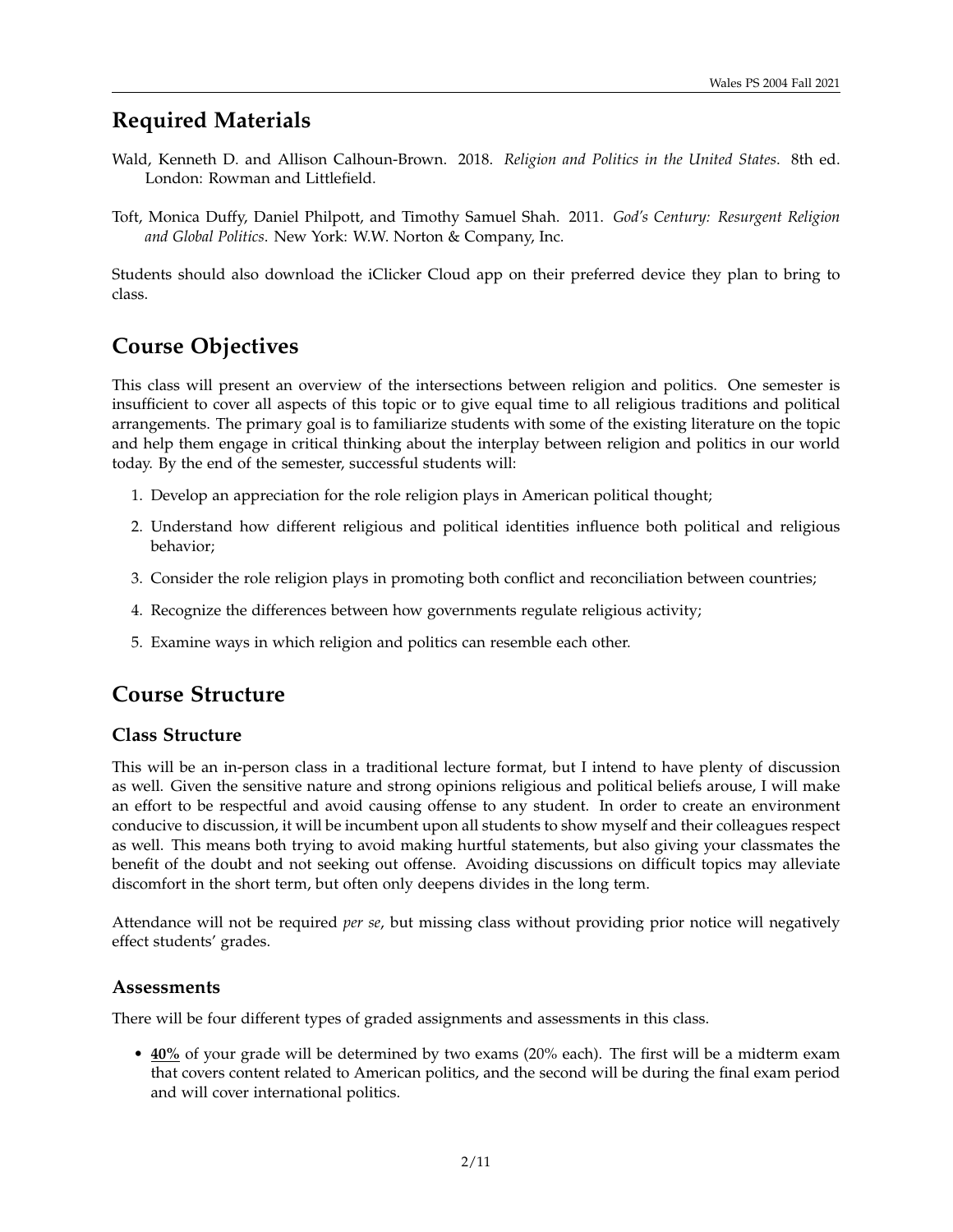## Required Materials

Wald, Kenneth D. and Allison Calhoun-Brown. 2018. *Religion and Politics in the United States*. 8th ed. London: Rowman and Littlefield.

Toft, Monica Duffy, Daniel Philpott, and Timothy Samuel Shah. 2011. *God's Century: Resurgent Religion and Global Politics*. New York: W.W. Norton & Company, Inc.

Students should also download the iClicker Cloud app on their preferred device they plan to bring to class.

## Course Objectives

This class will present an overview of the intersections between religion and politics. One semester is insufficient to cover all aspects of this topic or to give equal time to all religious traditions and political arrangements. The primary goal is to familiarize students with some of the existing literature on the topic and help them engage in critical thinking about the interplay between religion and politics in our world today. By the end of the semester, successful students will:

1. Develop an appreciation for the role religion plays in American political thought;
2. Understand how different religious and political identities influence both political and religious behavior;
3. Consider the role religion plays in promoting both conflict and reconciliation between countries;
4. Recognize the differences between how governments regulate religious activity;
5. Examine ways in which religion and politics can resemble each other.

## Course Structure

### Class Structure

This will be an in-person class in a traditional lecture format, but I intend to have plenty of discussion as well. Given the sensitive nature and strong opinions religious and political beliefs arouse, I will make an effort to be respectful and avoid causing offense to any student. In order to create an environment conducive to discussion, it will be incumbent upon all students to show myself and their colleagues respect as well. This means both trying to avoid making hurtful statements, but also giving your classmates the benefit of the doubt and not seeking out offense. Avoiding discussions on difficult topics may alleviate discomfort in the short term, but often only deepens divides in the long term.

Attendance will not be required *per se*, but missing class without providing prior notice will negatively effect students' grades.

### Assessments

There will be four different types of graded assignments and assessments in this class.

- **40%** of your grade will be determined by two exams (20% each). The first will be a midterm exam that covers content related to American politics, and the second will be during the final exam period and will cover international politics.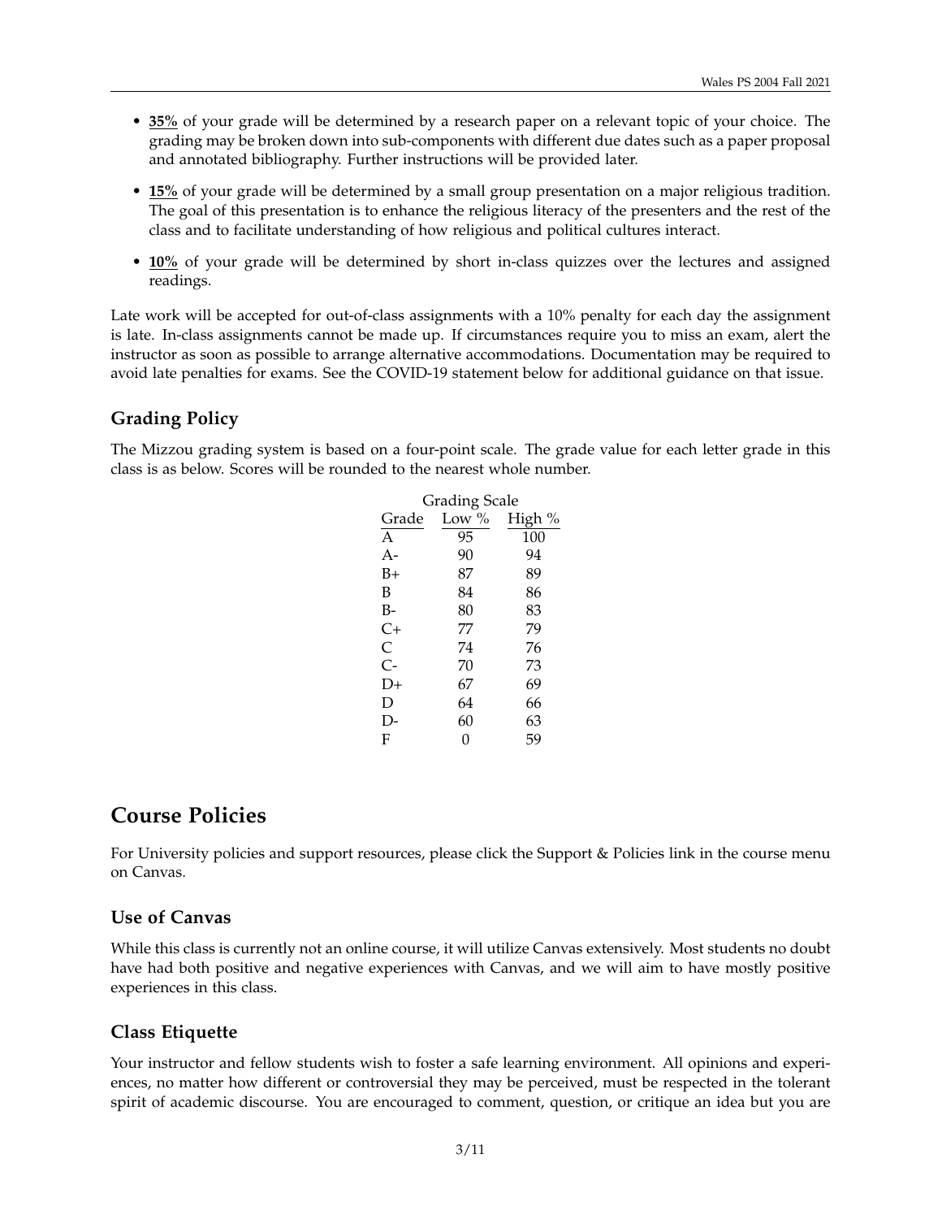- **35%** of your grade will be determined by a research paper on a relevant topic of your choice. The grading may be broken down into sub-components with different due dates such as a paper proposal and annotated bibliography. Further instructions will be provided later.
- **15%** of your grade will be determined by a small group presentation on a major religious tradition. The goal of this presentation is to enhance the religious literacy of the presenters and the rest of the class and to facilitate understanding of how religious and political cultures interact.
- **10%** of your grade will be determined by short in-class quizzes over the lectures and assigned readings.

Late work will be accepted for out-of-class assignments with a 10% penalty for each day the assignment is late. In-class assignments cannot be made up. If circumstances require you to miss an exam, alert the instructor as soon as possible to arrange alternative accommodations. Documentation may be required to avoid late penalties for exams. See the COVID-19 statement below for additional guidance on that issue.

### Grading Policy

The Mizzou grading system is based on a four-point scale. The grade value for each letter grade in this class is as below. Scores will be rounded to the nearest whole number.

Grading Scale

| Grade | Low % | High % |
|---|---|---|
| A | 95 | 100 |
| A- | 90 | 94 |
| B+ | 87 | 89 |
| B | 84 | 86 |
| B- | 80 | 83 |
| C+ | 77 | 79 |
| C | 74 | 76 |
| C- | 70 | 73 |
| D+ | 67 | 69 |
| D | 64 | 66 |
| D- | 60 | 63 |
| F | 0 | 59 |

## Course Policies

For University policies and support resources, please click the Support & Policies link in the course menu on Canvas.

### Use of Canvas

While this class is currently not an online course, it will utilize Canvas extensively. Most students no doubt have had both positive and negative experiences with Canvas, and we will aim to have mostly positive experiences in this class.

### Class Etiquette

Your instructor and fellow students wish to foster a safe learning environment. All opinions and experiences, no matter how different or controversial they may be perceived, must be respected in the tolerant spirit of academic discourse. You are encouraged to comment, question, or critique an idea but you are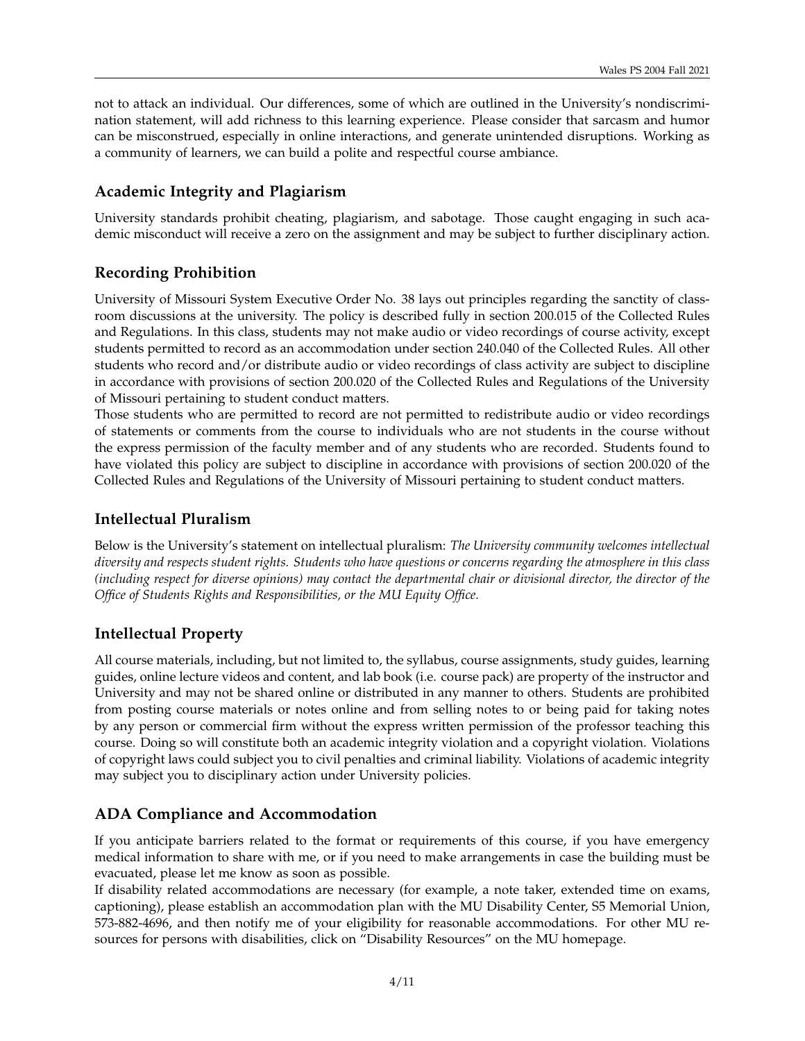not to attack an individual. Our differences, some of which are outlined in the University's nondiscrimination statement, will add richness to this learning experience. Please consider that sarcasm and humor can be misconstrued, especially in online interactions, and generate unintended disruptions. Working as a community of learners, we can build a polite and respectful course ambiance.

## Academic Integrity and Plagiarism

University standards prohibit cheating, plagiarism, and sabotage. Those caught engaging in such academic misconduct will receive a zero on the assignment and may be subject to further disciplinary action.

## Recording Prohibition

University of Missouri System Executive Order No. 38 lays out principles regarding the sanctity of classroom discussions at the university. The policy is described fully in section 200.015 of the Collected Rules and Regulations. In this class, students may not make audio or video recordings of course activity, except students permitted to record as an accommodation under section 240.040 of the Collected Rules. All other students who record and/or distribute audio or video recordings of class activity are subject to discipline in accordance with provisions of section 200.020 of the Collected Rules and Regulations of the University of Missouri pertaining to student conduct matters.

Those students who are permitted to record are not permitted to redistribute audio or video recordings of statements or comments from the course to individuals who are not students in the course without the express permission of the faculty member and of any students who are recorded. Students found to have violated this policy are subject to discipline in accordance with provisions of section 200.020 of the Collected Rules and Regulations of the University of Missouri pertaining to student conduct matters.

## Intellectual Pluralism

Below is the University's statement on intellectual pluralism: *The University community welcomes intellectual diversity and respects student rights. Students who have questions or concerns regarding the atmosphere in this class (including respect for diverse opinions) may contact the departmental chair or divisional director, the director of the Office of Students Rights and Responsibilities, or the MU Equity Office.*

## Intellectual Property

All course materials, including, but not limited to, the syllabus, course assignments, study guides, learning guides, online lecture videos and content, and lab book (i.e. course pack) are property of the instructor and University and may not be shared online or distributed in any manner to others. Students are prohibited from posting course materials or notes online and from selling notes to or being paid for taking notes by any person or commercial firm without the express written permission of the professor teaching this course. Doing so will constitute both an academic integrity violation and a copyright violation. Violations of copyright laws could subject you to civil penalties and criminal liability. Violations of academic integrity may subject you to disciplinary action under University policies.

## ADA Compliance and Accommodation

If you anticipate barriers related to the format or requirements of this course, if you have emergency medical information to share with me, or if you need to make arrangements in case the building must be evacuated, please let me know as soon as possible.

If disability related accommodations are necessary (for example, a note taker, extended time on exams, captioning), please establish an accommodation plan with the MU Disability Center, S5 Memorial Union, 573-882-4696, and then notify me of your eligibility for reasonable accommodations. For other MU resources for persons with disabilities, click on "Disability Resources" on the MU homepage.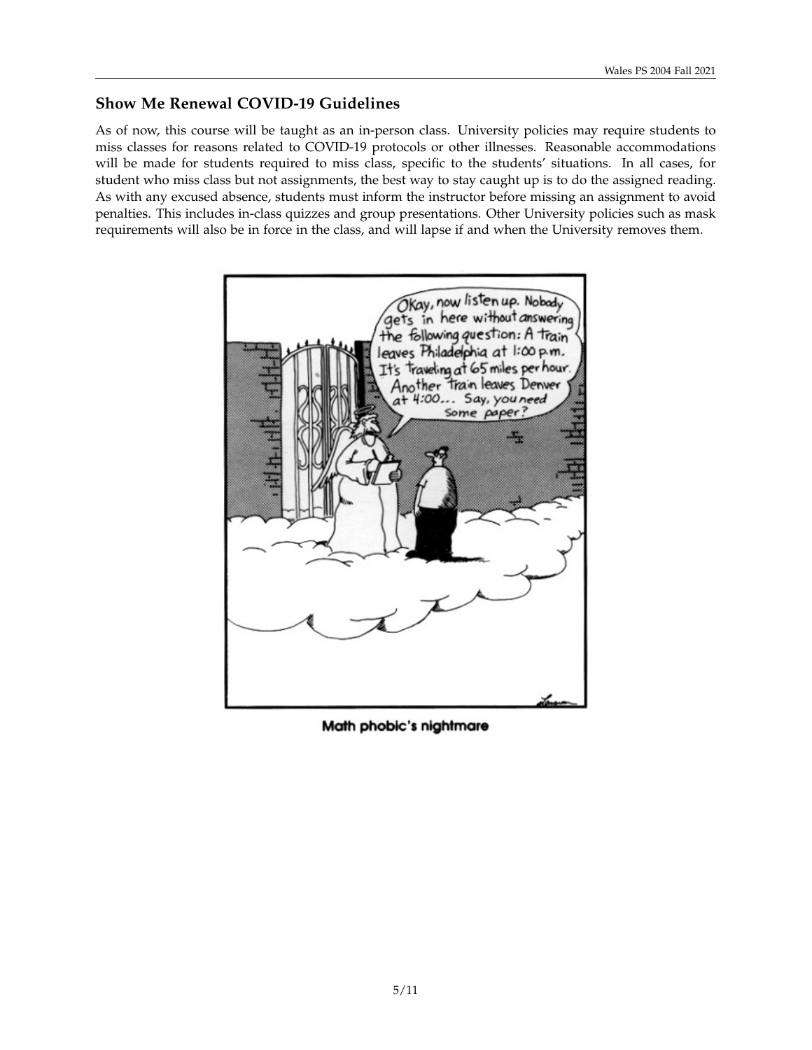## Show Me Renewal COVID-19 Guidelines

As of now, this course will be taught as an in-person class. University policies may require students to miss classes for reasons related to COVID-19 protocols or other illnesses. Reasonable accommodations will be made for students required to miss class, specific to the students' situations. In all cases, for student who miss class but not assignments, the best way to stay caught up is to do the assigned reading. As with any excused absence, students must inform the instructor before missing an assignment to avoid penalties. This includes in-class quizzes and group presentations. Other University policies such as mask requirements will also be in force in the class, and will lapse if and when the University removes them.

Math phobic's nightmare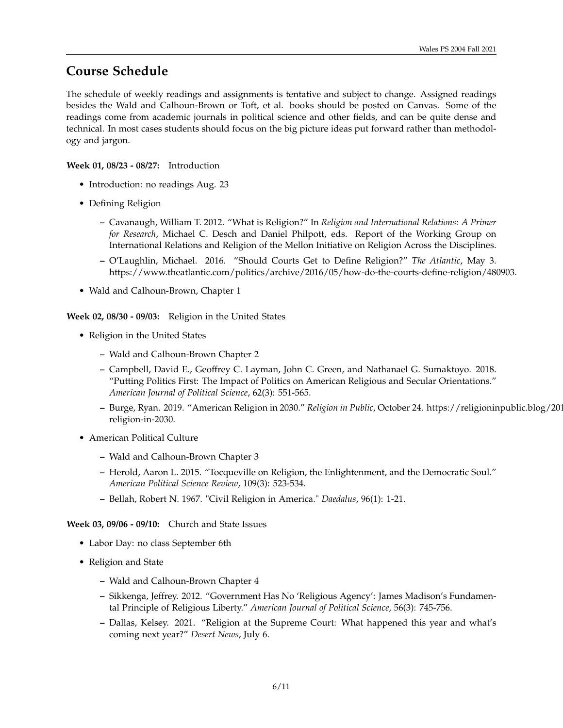## Course Schedule

The schedule of weekly readings and assignments is tentative and subject to change. Assigned readings besides the Wald and Calhoun-Brown or Toft, et al. books should be posted on Canvas. Some of the readings come from academic journals in political science and other fields, and can be quite dense and technical. In most cases students should focus on the big picture ideas put forward rather than methodology and jargon.

**Week 01, 08/23 - 08/27:** Introduction

- Introduction: no readings Aug. 23
- Defining Religion
  - Cavanaugh, William T. 2012. "What is Religion?" In *Religion and International Relations: A Primer for Research*, Michael C. Desch and Daniel Philpott, eds. Report of the Working Group on International Relations and Religion of the Mellon Initiative on Religion Across the Disciplines.
  - O'Laughlin, Michael. 2016. "Should Courts Get to Define Religion?" *The Atlantic*, May 3. https://www.theatlantic.com/politics/archive/2016/05/how-do-the-courts-define-religion/480903.
- Wald and Calhoun-Brown, Chapter 1

**Week 02, 08/30 - 09/03:** Religion in the United States

- Religion in the United States
  - Wald and Calhoun-Brown Chapter 2
  - Campbell, David E., Geoffrey C. Layman, John C. Green, and Nathanael G. Sumaktoyo. 2018. "Putting Politics First: The Impact of Politics on American Religious and Secular Orientations." *American Journal of Political Science*, 62(3): 551-565.
  - Burge, Ryan. 2019. "American Religion in 2030." *Religion in Public*, October 24. https://religioninpublic.blog/201 religion-in-2030.
- American Political Culture
  - Wald and Calhoun-Brown Chapter 3
  - Herold, Aaron L. 2015. "Tocqueville on Religion, the Enlightenment, and the Democratic Soul." *American Political Science Review*, 109(3): 523-534.
  - Bellah, Robert N. 1967. "Civil Religion in America." *Daedalus*, 96(1): 1-21.

**Week 03, 09/06 - 09/10:** Church and State Issues

- Labor Day: no class September 6th
- Religion and State
  - Wald and Calhoun-Brown Chapter 4
  - Sikkenga, Jeffrey. 2012. "Government Has No 'Religious Agency': James Madison's Fundamental Principle of Religious Liberty." *American Journal of Political Science*, 56(3): 745-756.
  - Dallas, Kelsey. 2021. "Religion at the Supreme Court: What happened this year and what's coming next year?" *Desert News*, July 6.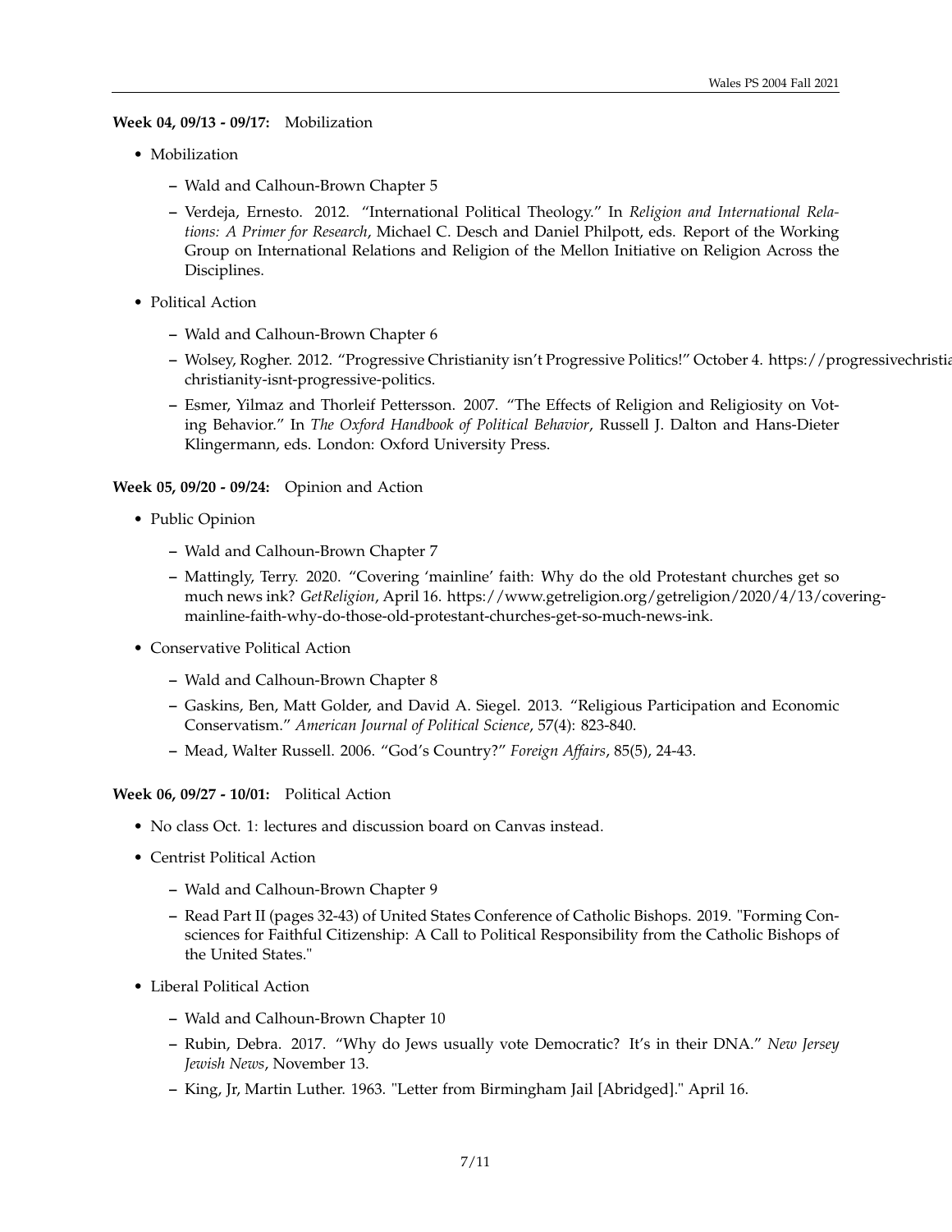**Week 04, 09/13 - 09/17:** Mobilization

- Mobilization
  - Wald and Calhoun-Brown Chapter 5
  - Verdeja, Ernesto. 2012. "International Political Theology." In *Religion and International Relations: A Primer for Research*, Michael C. Desch and Daniel Philpott, eds. Report of the Working Group on International Relations and Religion of the Mellon Initiative on Religion Across the Disciplines.
- Political Action
  - Wald and Calhoun-Brown Chapter 6
  - Wolsey, Rogher. 2012. "Progressive Christianity isn't Progressive Politics!" October 4. https://progressivechristia christianity-isnt-progressive-politics.
  - Esmer, Yilmaz and Thorleif Pettersson. 2007. "The Effects of Religion and Religiosity on Voting Behavior." In *The Oxford Handbook of Political Behavior*, Russell J. Dalton and Hans-Dieter Klingermann, eds. London: Oxford University Press.

**Week 05, 09/20 - 09/24:** Opinion and Action

- Public Opinion
  - Wald and Calhoun-Brown Chapter 7
  - Mattingly, Terry. 2020. "Covering 'mainline' faith: Why do the old Protestant churches get so much news ink? *GetReligion*, April 16. https://www.getreligion.org/getreligion/2020/4/13/covering-mainline-faith-why-do-those-old-protestant-churches-get-so-much-news-ink.
- Conservative Political Action
  - Wald and Calhoun-Brown Chapter 8
  - Gaskins, Ben, Matt Golder, and David A. Siegel. 2013. "Religious Participation and Economic Conservatism." *American Journal of Political Science*, 57(4): 823-840.
  - Mead, Walter Russell. 2006. "God's Country?" *Foreign Affairs*, 85(5), 24-43.

**Week 06, 09/27 - 10/01:** Political Action

- No class Oct. 1: lectures and discussion board on Canvas instead.
- Centrist Political Action
  - Wald and Calhoun-Brown Chapter 9
  - Read Part II (pages 32-43) of United States Conference of Catholic Bishops. 2019. "Forming Consciences for Faithful Citizenship: A Call to Political Responsibility from the Catholic Bishops of the United States."
- Liberal Political Action
  - Wald and Calhoun-Brown Chapter 10
  - Rubin, Debra. 2017. "Why do Jews usually vote Democratic? It's in their DNA." *New Jersey Jewish News*, November 13.
  - King, Jr, Martin Luther. 1963. "Letter from Birmingham Jail [Abridged]." April 16.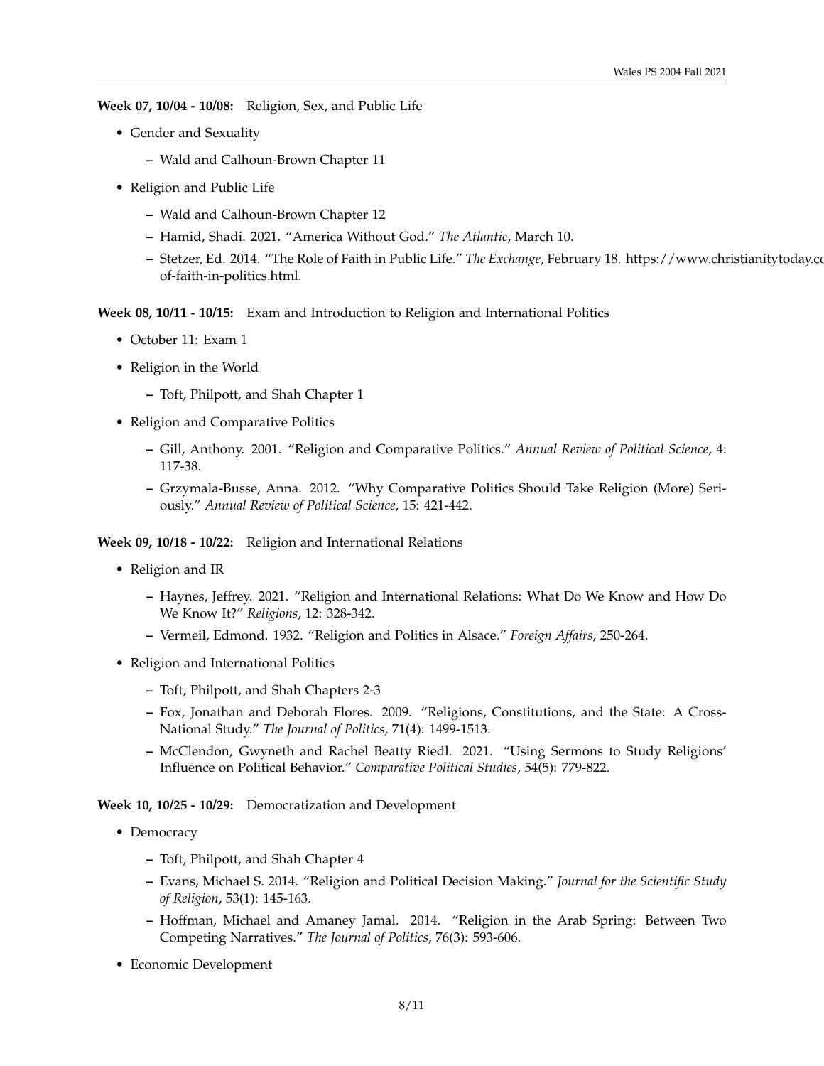**Week 07, 10/04 - 10/08:** Religion, Sex, and Public Life

- Gender and Sexuality
  - Wald and Calhoun-Brown Chapter 11
- Religion and Public Life
  - Wald and Calhoun-Brown Chapter 12
  - Hamid, Shadi. 2021. "America Without God." *The Atlantic*, March 10.
  - Stetzer, Ed. 2014. "The Role of Faith in Public Life." *The Exchange*, February 18. https://www.christianitytoday.co of-faith-in-politics.html.

**Week 08, 10/11 - 10/15:** Exam and Introduction to Religion and International Politics

- October 11: Exam 1
- Religion in the World
  - Toft, Philpott, and Shah Chapter 1
- Religion and Comparative Politics
  - Gill, Anthony. 2001. "Religion and Comparative Politics." *Annual Review of Political Science*, 4: 117-38.
  - Grzymala-Busse, Anna. 2012. "Why Comparative Politics Should Take Religion (More) Seriously." *Annual Review of Political Science*, 15: 421-442.

**Week 09, 10/18 - 10/22:** Religion and International Relations

- Religion and IR
  - Haynes, Jeffrey. 2021. "Religion and International Relations: What Do We Know and How Do We Know It?" *Religions*, 12: 328-342.
  - Vermeil, Edmond. 1932. "Religion and Politics in Alsace." *Foreign Affairs*, 250-264.
- Religion and International Politics
  - Toft, Philpott, and Shah Chapters 2-3
  - Fox, Jonathan and Deborah Flores. 2009. "Religions, Constitutions, and the State: A Cross-National Study." *The Journal of Politics*, 71(4): 1499-1513.
  - McClendon, Gwyneth and Rachel Beatty Riedl. 2021. "Using Sermons to Study Religions' Influence on Political Behavior." *Comparative Political Studies*, 54(5): 779-822.

**Week 10, 10/25 - 10/29:** Democratization and Development

- Democracy
  - Toft, Philpott, and Shah Chapter 4
  - Evans, Michael S. 2014. "Religion and Political Decision Making." *Journal for the Scientific Study of Religion*, 53(1): 145-163.
  - Hoffman, Michael and Amaney Jamal. 2014. "Religion in the Arab Spring: Between Two Competing Narratives." *The Journal of Politics*, 76(3): 593-606.
- Economic Development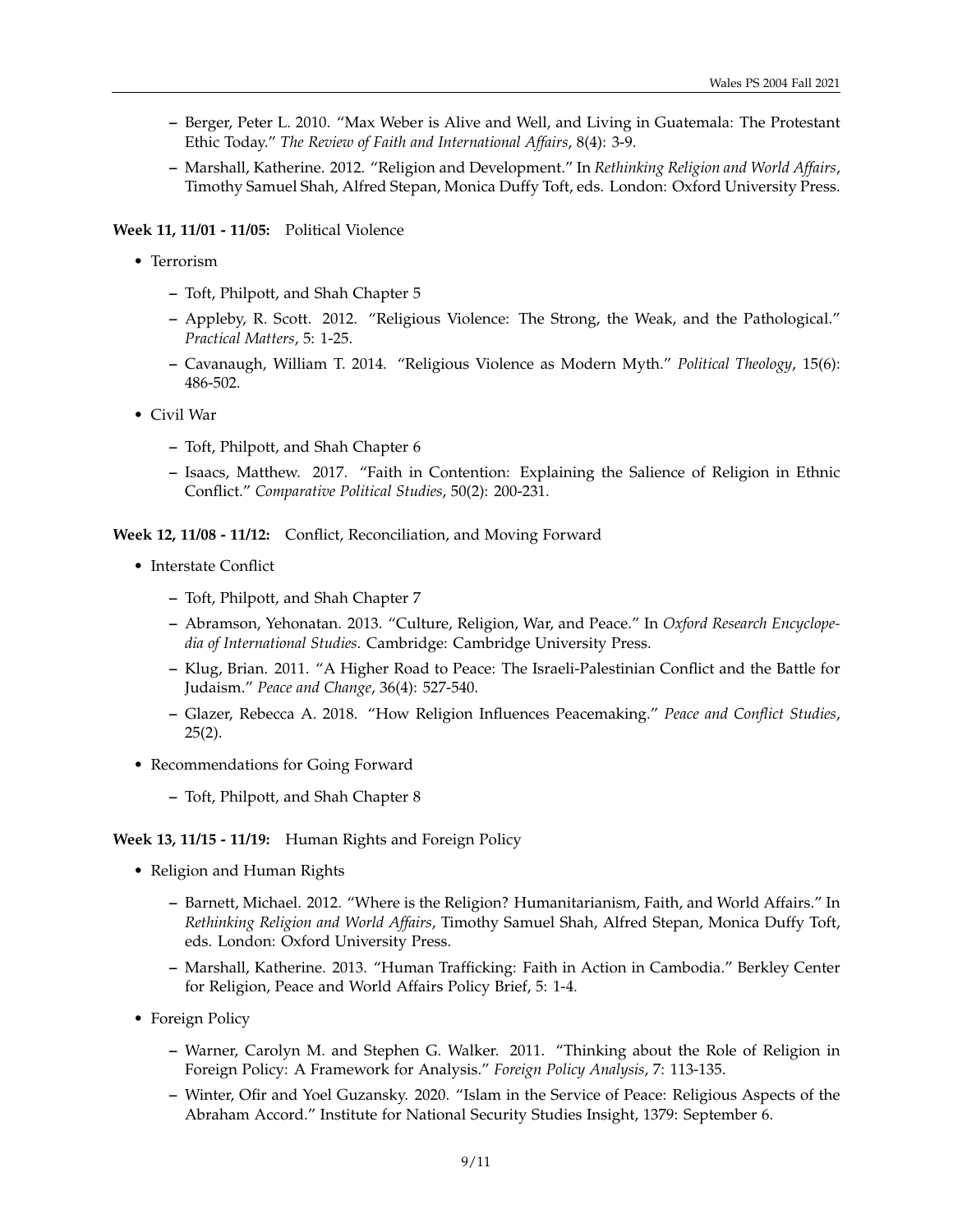- Berger, Peter L. 2010. "Max Weber is Alive and Well, and Living in Guatemala: The Protestant Ethic Today." *The Review of Faith and International Affairs*, 8(4): 3-9.
  - Marshall, Katherine. 2012. "Religion and Development." In *Rethinking Religion and World Affairs*, Timothy Samuel Shah, Alfred Stepan, Monica Duffy Toft, eds. London: Oxford University Press.

**Week 11, 11/01 - 11/05:** Political Violence

- Terrorism
  - Toft, Philpott, and Shah Chapter 5
  - Appleby, R. Scott. 2012. "Religious Violence: The Strong, the Weak, and the Pathological." *Practical Matters*, 5: 1-25.
  - Cavanaugh, William T. 2014. "Religious Violence as Modern Myth." *Political Theology*, 15(6): 486-502.
- Civil War
  - Toft, Philpott, and Shah Chapter 6
  - Isaacs, Matthew. 2017. "Faith in Contention: Explaining the Salience of Religion in Ethnic Conflict." *Comparative Political Studies*, 50(2): 200-231.

**Week 12, 11/08 - 11/12:** Conflict, Reconciliation, and Moving Forward

- Interstate Conflict
  - Toft, Philpott, and Shah Chapter 7
  - Abramson, Yehonatan. 2013. "Culture, Religion, War, and Peace." In *Oxford Research Encyclopedia of International Studies*. Cambridge: Cambridge University Press.
  - Klug, Brian. 2011. "A Higher Road to Peace: The Israeli-Palestinian Conflict and the Battle for Judaism." *Peace and Change*, 36(4): 527-540.
  - Glazer, Rebecca A. 2018. "How Religion Influences Peacemaking." *Peace and Conflict Studies*, 25(2).
- Recommendations for Going Forward
  - Toft, Philpott, and Shah Chapter 8

**Week 13, 11/15 - 11/19:** Human Rights and Foreign Policy

- Religion and Human Rights
  - Barnett, Michael. 2012. "Where is the Religion? Humanitarianism, Faith, and World Affairs." In *Rethinking Religion and World Affairs*, Timothy Samuel Shah, Alfred Stepan, Monica Duffy Toft, eds. London: Oxford University Press.
  - Marshall, Katherine. 2013. "Human Trafficking: Faith in Action in Cambodia." Berkley Center for Religion, Peace and World Affairs Policy Brief, 5: 1-4.
- Foreign Policy
  - Warner, Carolyn M. and Stephen G. Walker. 2011. "Thinking about the Role of Religion in Foreign Policy: A Framework for Analysis." *Foreign Policy Analysis*, 7: 113-135.
  - Winter, Ofir and Yoel Guzansky. 2020. "Islam in the Service of Peace: Religious Aspects of the Abraham Accord." Institute for National Security Studies Insight, 1379: September 6.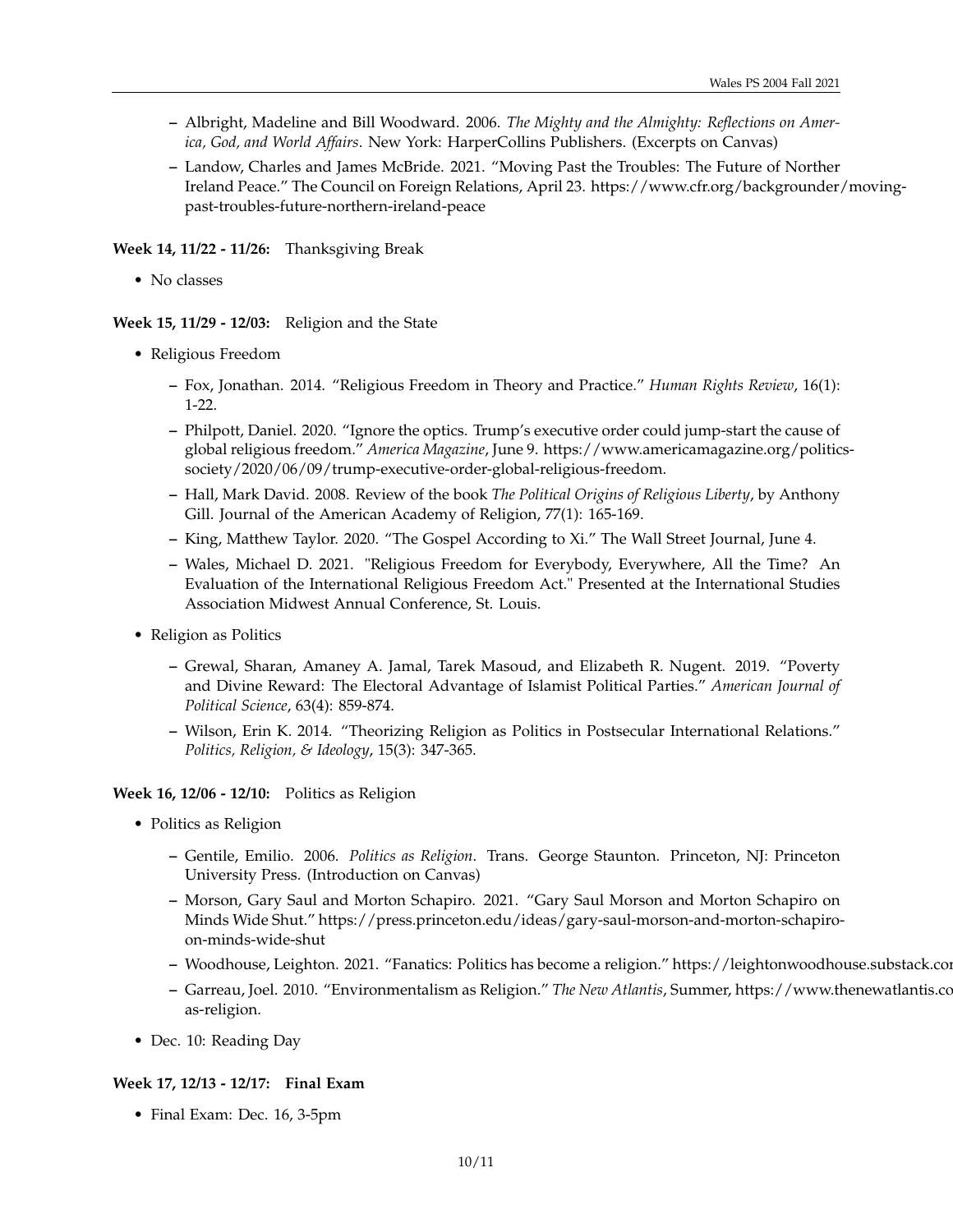- Albright, Madeline and Bill Woodward. 2006. *The Mighty and the Almighty: Reflections on America, God, and World Affairs*. New York: HarperCollins Publishers. (Excerpts on Canvas)
- Landow, Charles and James McBride. 2021. "Moving Past the Troubles: The Future of Norther Ireland Peace." The Council on Foreign Relations, April 23. https://www.cfr.org/backgrounder/moving-past-troubles-future-northern-ireland-peace

**Week 14, 11/22 - 11/26:** Thanksgiving Break

- No classes

**Week 15, 11/29 - 12/03:** Religion and the State

- Religious Freedom
  - Fox, Jonathan. 2014. "Religious Freedom in Theory and Practice." *Human Rights Review*, 16(1): 1-22.
  - Philpott, Daniel. 2020. "Ignore the optics. Trump's executive order could jump-start the cause of global religious freedom." *America Magazine*, June 9. https://www.americamagazine.org/politics-society/2020/06/09/trump-executive-order-global-religious-freedom.
  - Hall, Mark David. 2008. Review of the book *The Political Origins of Religious Liberty*, by Anthony Gill. Journal of the American Academy of Religion, 77(1): 165-169.
  - King, Matthew Taylor. 2020. "The Gospel According to Xi." The Wall Street Journal, June 4.
  - Wales, Michael D. 2021. "Religious Freedom for Everybody, Everywhere, All the Time? An Evaluation of the International Religious Freedom Act." Presented at the International Studies Association Midwest Annual Conference, St. Louis.
- Religion as Politics
  - Grewal, Sharan, Amaney A. Jamal, Tarek Masoud, and Elizabeth R. Nugent. 2019. "Poverty and Divine Reward: The Electoral Advantage of Islamist Political Parties." *American Journal of Political Science*, 63(4): 859-874.
  - Wilson, Erin K. 2014. "Theorizing Religion as Politics in Postsecular International Relations." *Politics, Religion, & Ideology*, 15(3): 347-365.

**Week 16, 12/06 - 12/10:** Politics as Religion

- Politics as Religion
  - Gentile, Emilio. 2006. *Politics as Religion*. Trans. George Staunton. Princeton, NJ: Princeton University Press. (Introduction on Canvas)
  - Morson, Gary Saul and Morton Schapiro. 2021. "Gary Saul Morson and Morton Schapiro on Minds Wide Shut." https://press.princeton.edu/ideas/gary-saul-morson-and-morton-schapiro-on-minds-wide-shut
  - Woodhouse, Leighton. 2021. "Fanatics: Politics has become a religion." https://leightonwoodhouse.substack.cor
  - Garreau, Joel. 2010. "Environmentalism as Religion." *The New Atlantis*, Summer, https://www.thenewatlantis.co as-religion.
- Dec. 10: Reading Day

**Week 17, 12/13 - 12/17: Final Exam**

- Final Exam: Dec. 16, 3-5pm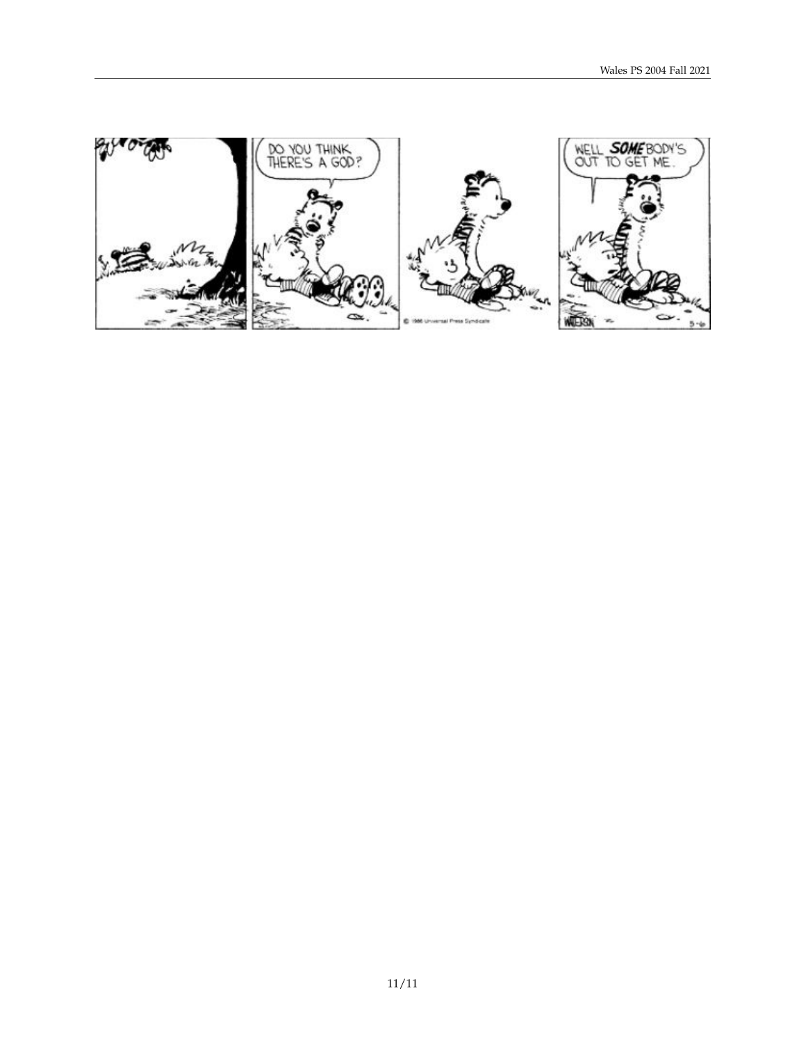DO YOU THINK THERE'S A GOD?

WELL *SOME*BODY'S OUT TO GET ME.

© 1986 Universal Press Syndicate

WATTERSON 5-6